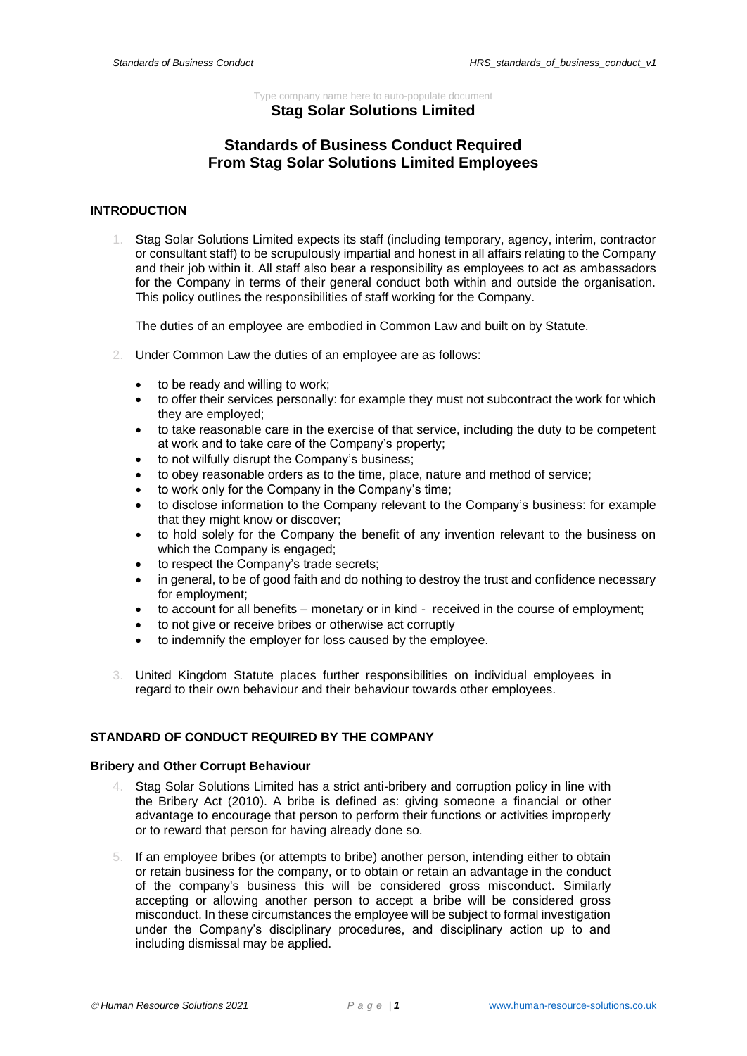Type company name here to auto-populate document

**Stag Solar Solutions Limited**

# Standards of Business Conduct Required From Stag Solar Solutions Limited Employees

## INTRODUCTION

1. Stag Solar Solutions Limited expects its staff (including temporary, agency, interim, contractor or consultant staff) to be scrupulously impartial and honest in all affairs relating to the Company and their job within it. All staff also bear a responsibility as employees to act as ambassadors for the Company in terms of their general conduct both within and outside the organisation. This policy outlines the responsibilities of staff working for the Company.

   The duties of an employee are embodied in Common Law and built on by Statute.

2. Under Common Law the duties of an employee are as follows:

   - to be ready and willing to work;
   - to offer their services personally: for example they must not subcontract the work for which they are employed;
   - to take reasonable care in the exercise of that service, including the duty to be competent at work and to take care of the Company's property;
   - to not wilfully disrupt the Company's business;
   - to obey reasonable orders as to the time, place, nature and method of service;
   - to work only for the Company in the Company's time;
   - to disclose information to the Company relevant to the Company's business: for example that they might know or discover;
   - to hold solely for the Company the benefit of any invention relevant to the business on which the Company is engaged;
   - to respect the Company's trade secrets;
   - in general, to be of good faith and do nothing to destroy the trust and confidence necessary for employment;
   - to account for all benefits – monetary or in kind - received in the course of employment;
   - to not give or receive bribes or otherwise act corruptly
   - to indemnify the employer for loss caused by the employee.

3. United Kingdom Statute places further responsibilities on individual employees in regard to their own behaviour and their behaviour towards other employees.

## STANDARD OF CONDUCT REQUIRED BY THE COMPANY

### Bribery and Other Corrupt Behaviour

4. Stag Solar Solutions Limited has a strict anti-bribery and corruption policy in line with the Bribery Act (2010). A bribe is defined as: giving someone a financial or other advantage to encourage that person to perform their functions or activities improperly or to reward that person for having already done so.

5. If an employee bribes (or attempts to bribe) another person, intending either to obtain or retain business for the company, or to obtain or retain an advantage in the conduct of the company's business this will be considered gross misconduct. Similarly accepting or allowing another person to accept a bribe will be considered gross misconduct. In these circumstances the employee will be subject to formal investigation under the Company's disciplinary procedures, and disciplinary action up to and including dismissal may be applied.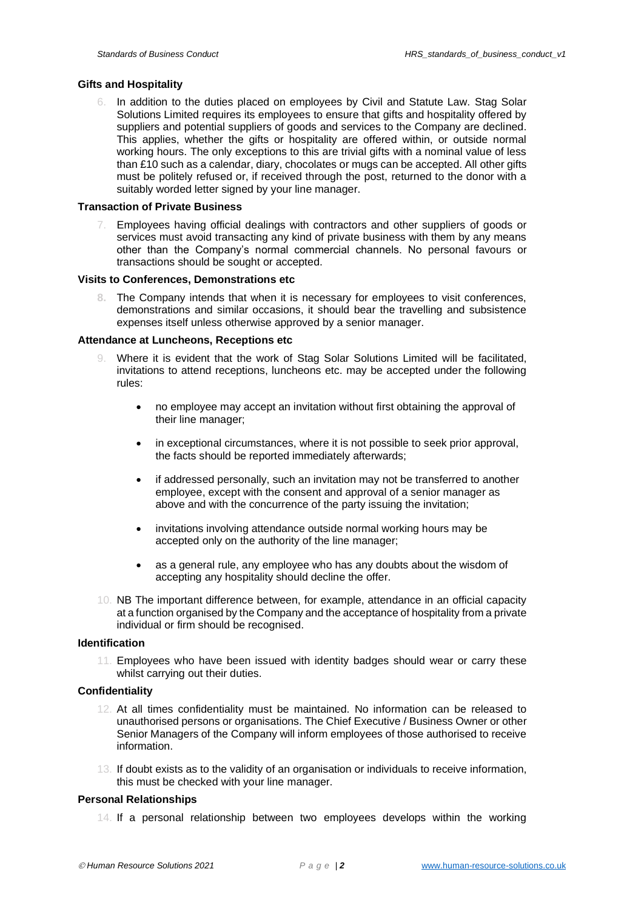**Gifts and Hospitality**

6. In addition to the duties placed on employees by Civil and Statute Law. Stag Solar Solutions Limited requires its employees to ensure that gifts and hospitality offered by suppliers and potential suppliers of goods and services to the Company are declined. This applies, whether the gifts or hospitality are offered within, or outside normal working hours. The only exceptions to this are trivial gifts with a nominal value of less than £10 such as a calendar, diary, chocolates or mugs can be accepted. All other gifts must be politely refused or, if received through the post, returned to the donor with a suitably worded letter signed by your line manager.

**Transaction of Private Business**

7. Employees having official dealings with contractors and other suppliers of goods or services must avoid transacting any kind of private business with them by any means other than the Company's normal commercial channels. No personal favours or transactions should be sought or accepted.

**Visits to Conferences, Demonstrations etc**

8. The Company intends that when it is necessary for employees to visit conferences, demonstrations and similar occasions, it should bear the travelling and subsistence expenses itself unless otherwise approved by a senior manager.

**Attendance at Luncheons, Receptions etc**

9. Where it is evident that the work of Stag Solar Solutions Limited will be facilitated, invitations to attend receptions, luncheons etc. may be accepted under the following rules:

   - no employee may accept an invitation without first obtaining the approval of their line manager;
   - in exceptional circumstances, where it is not possible to seek prior approval, the facts should be reported immediately afterwards;
   - if addressed personally, such an invitation may not be transferred to another employee, except with the consent and approval of a senior manager as above and with the concurrence of the party issuing the invitation;
   - invitations involving attendance outside normal working hours may be accepted only on the authority of the line manager;
   - as a general rule, any employee who has any doubts about the wisdom of accepting any hospitality should decline the offer.

10. NB The important difference between, for example, attendance in an official capacity at a function organised by the Company and the acceptance of hospitality from a private individual or firm should be recognised.

**Identification**

11. Employees who have been issued with identity badges should wear or carry these whilst carrying out their duties.

**Confidentiality**

12. At all times confidentiality must be maintained. No information can be released to unauthorised persons or organisations. The Chief Executive / Business Owner or other Senior Managers of the Company will inform employees of those authorised to receive information.

13. If doubt exists as to the validity of an organisation or individuals to receive information, this must be checked with your line manager.

**Personal Relationships**

14. If a personal relationship between two employees develops within the working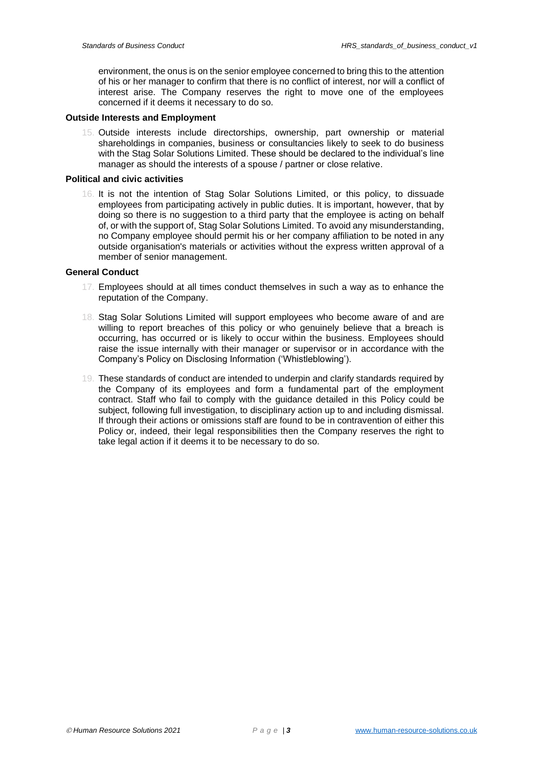environment, the onus is on the senior employee concerned to bring this to the attention of his or her manager to confirm that there is no conflict of interest, nor will a conflict of interest arise. The Company reserves the right to move one of the employees concerned if it deems it necessary to do so.

**Outside Interests and Employment**

15. Outside interests include directorships, ownership, part ownership or material shareholdings in companies, business or consultancies likely to seek to do business with the Stag Solar Solutions Limited. These should be declared to the individual's line manager as should the interests of a spouse / partner or close relative.

**Political and civic activities**

16. It is not the intention of Stag Solar Solutions Limited, or this policy, to dissuade employees from participating actively in public duties. It is important, however, that by doing so there is no suggestion to a third party that the employee is acting on behalf of, or with the support of, Stag Solar Solutions Limited. To avoid any misunderstanding, no Company employee should permit his or her company affiliation to be noted in any outside organisation's materials or activities without the express written approval of a member of senior management.

**General Conduct**

17. Employees should at all times conduct themselves in such a way as to enhance the reputation of the Company.

18. Stag Solar Solutions Limited will support employees who become aware of and are willing to report breaches of this policy or who genuinely believe that a breach is occurring, has occurred or is likely to occur within the business. Employees should raise the issue internally with their manager or supervisor or in accordance with the Company's Policy on Disclosing Information ('Whistleblowing').

19. These standards of conduct are intended to underpin and clarify standards required by the Company of its employees and form a fundamental part of the employment contract. Staff who fail to comply with the guidance detailed in this Policy could be subject, following full investigation, to disciplinary action up to and including dismissal. If through their actions or omissions staff are found to be in contravention of either this Policy or, indeed, their legal responsibilities then the Company reserves the right to take legal action if it deems it to be necessary to do so.